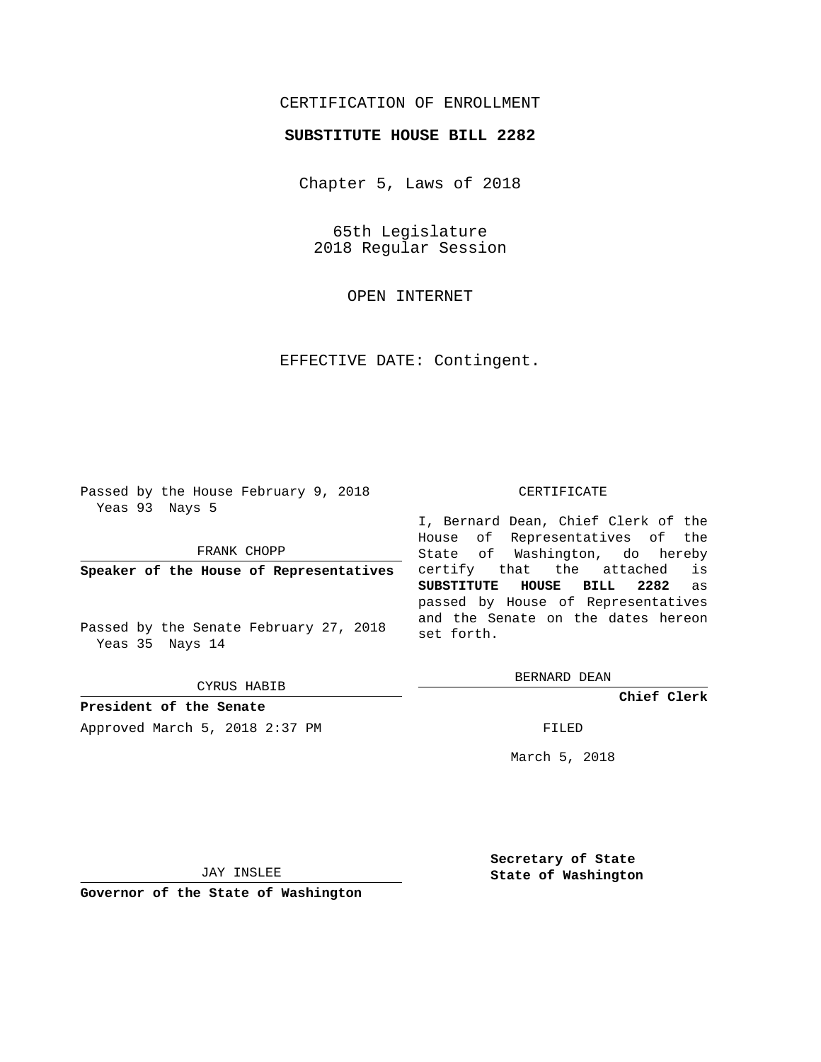CERTIFICATION OF ENROLLMENT

**SUBSTITUTE HOUSE BILL 2282**

Chapter 5, Laws of 2018

65th Legislature
2018 Regular Session

OPEN INTERNET

EFFECTIVE DATE: Contingent.

Passed by the House February 9, 2018
Yeas 93 Nays 5

FRANK CHOPP

**Speaker of the House of Representatives**

Passed by the Senate February 27, 2018
Yeas 35 Nays 14

CYRUS HABIB

**President of the Senate**

Approved March 5, 2018 2:37 PM

JAY INSLEE

**Governor of the State of Washington**

CERTIFICATE

I, Bernard Dean, Chief Clerk of the House of Representatives of the State of Washington, do hereby certify that the attached is **SUBSTITUTE HOUSE BILL 2282** as passed by House of Representatives and the Senate on the dates hereon set forth.

BERNARD DEAN

**Chief Clerk**

FILED

March 5, 2018

**Secretary of State**
**State of Washington**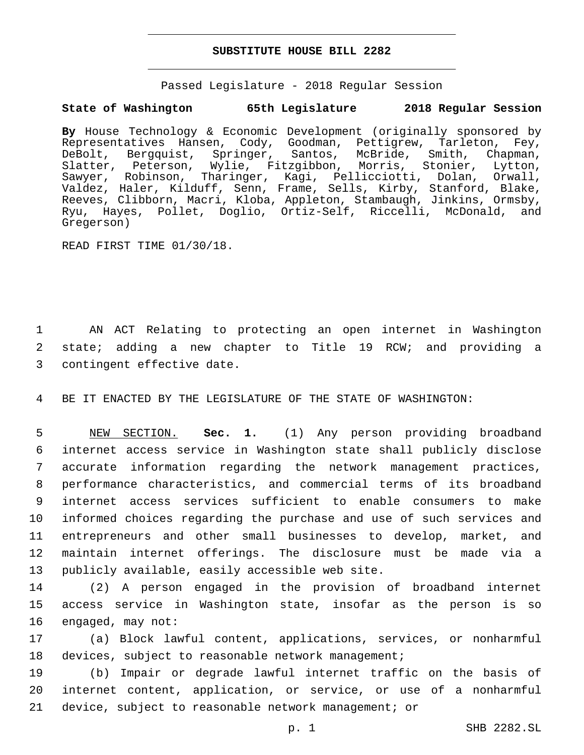# SUBSTITUTE HOUSE BILL 2282

Passed Legislature - 2018 Regular Session

**State of Washington 65th Legislature 2018 Regular Session**

**By** House Technology & Economic Development (originally sponsored by Representatives Hansen, Cody, Goodman, Pettigrew, Tarleton, Fey, DeBolt, Bergquist, Springer, Santos, McBride, Smith, Chapman, Slatter, Peterson, Wylie, Fitzgibbon, Morris, Stonier, Lytton, Sawyer, Robinson, Tharinger, Kagi, Pellicciotti, Dolan, Orwall, Valdez, Haler, Kilduff, Senn, Frame, Sells, Kirby, Stanford, Blake, Reeves, Clibborn, Macri, Kloba, Appleton, Stambaugh, Jinkins, Ormsby, Ryu, Hayes, Pollet, Doglio, Ortiz-Self, Riccelli, McDonald, and Gregerson)

READ FIRST TIME 01/30/18.

1 AN ACT Relating to protecting an open internet in Washington 2 state; adding a new chapter to Title 19 RCW; and providing a 3 contingent effective date.

4 BE IT ENACTED BY THE LEGISLATURE OF THE STATE OF WASHINGTON:

5 NEW SECTION. **Sec. 1.** (1) Any person providing broadband 6 internet access service in Washington state shall publicly disclose 7 accurate information regarding the network management practices, 8 performance characteristics, and commercial terms of its broadband 9 internet access services sufficient to enable consumers to make 10 informed choices regarding the purchase and use of such services and 11 entrepreneurs and other small businesses to develop, market, and 12 maintain internet offerings. The disclosure must be made via a 13 publicly available, easily accessible web site.

14 (2) A person engaged in the provision of broadband internet 15 access service in Washington state, insofar as the person is so 16 engaged, may not:

17 (a) Block lawful content, applications, services, or nonharmful 18 devices, subject to reasonable network management;

19 (b) Impair or degrade lawful internet traffic on the basis of 20 internet content, application, or service, or use of a nonharmful 21 device, subject to reasonable network management; or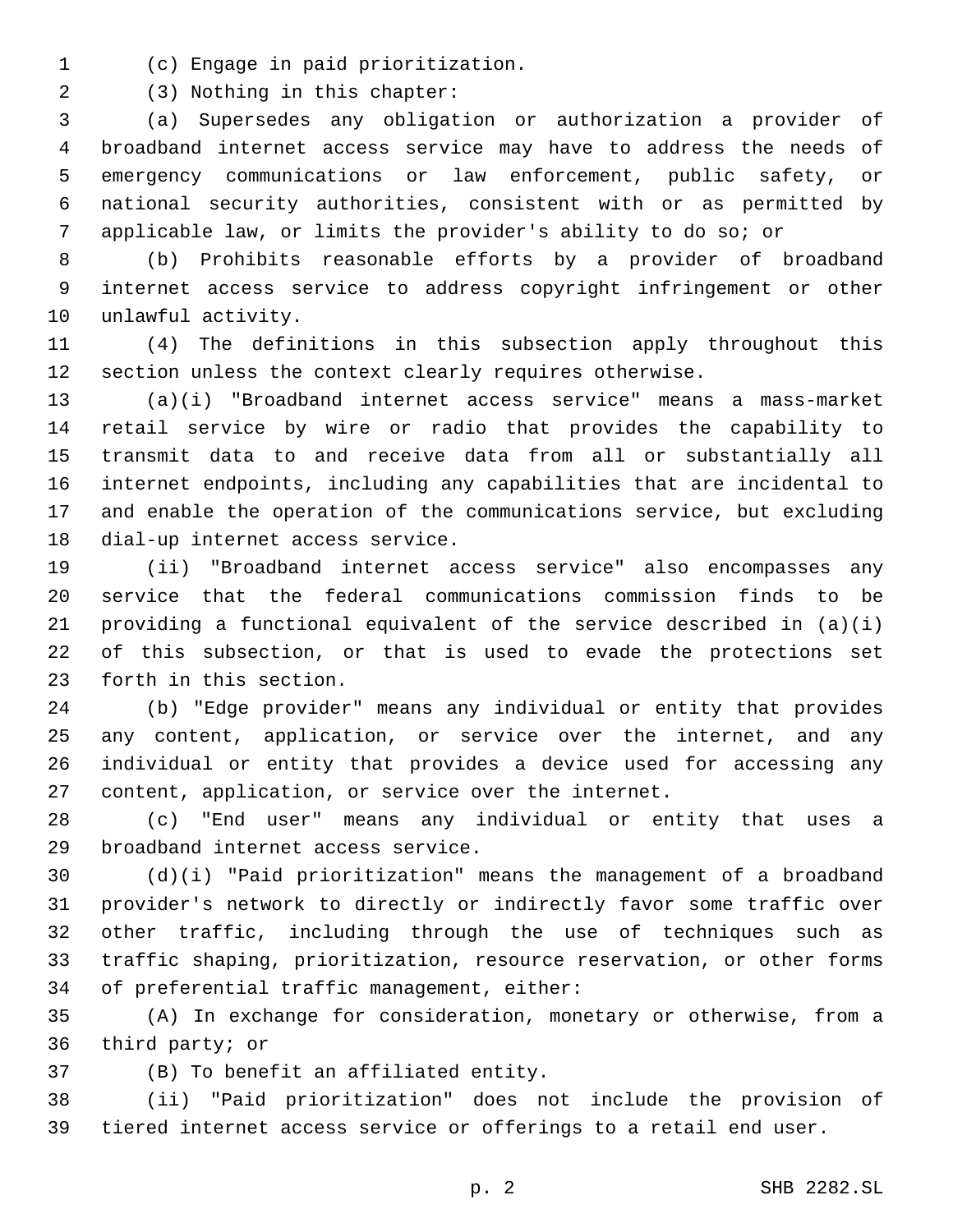(c) Engage in paid prioritization.

(3) Nothing in this chapter:

(a) Supersedes any obligation or authorization a provider of broadband internet access service may have to address the needs of emergency communications or law enforcement, public safety, or national security authorities, consistent with or as permitted by applicable law, or limits the provider's ability to do so; or

(b) Prohibits reasonable efforts by a provider of broadband internet access service to address copyright infringement or other unlawful activity.

(4) The definitions in this subsection apply throughout this section unless the context clearly requires otherwise.

(a)(i) "Broadband internet access service" means a mass-market retail service by wire or radio that provides the capability to transmit data to and receive data from all or substantially all internet endpoints, including any capabilities that are incidental to and enable the operation of the communications service, but excluding dial-up internet access service.

(ii) "Broadband internet access service" also encompasses any service that the federal communications commission finds to be providing a functional equivalent of the service described in (a)(i) of this subsection, or that is used to evade the protections set forth in this section.

(b) "Edge provider" means any individual or entity that provides any content, application, or service over the internet, and any individual or entity that provides a device used for accessing any content, application, or service over the internet.

(c) "End user" means any individual or entity that uses a broadband internet access service.

(d)(i) "Paid prioritization" means the management of a broadband provider's network to directly or indirectly favor some traffic over other traffic, including through the use of techniques such as traffic shaping, prioritization, resource reservation, or other forms of preferential traffic management, either:

(A) In exchange for consideration, monetary or otherwise, from a third party; or

(B) To benefit an affiliated entity.

(ii) "Paid prioritization" does not include the provision of tiered internet access service or offerings to a retail end user.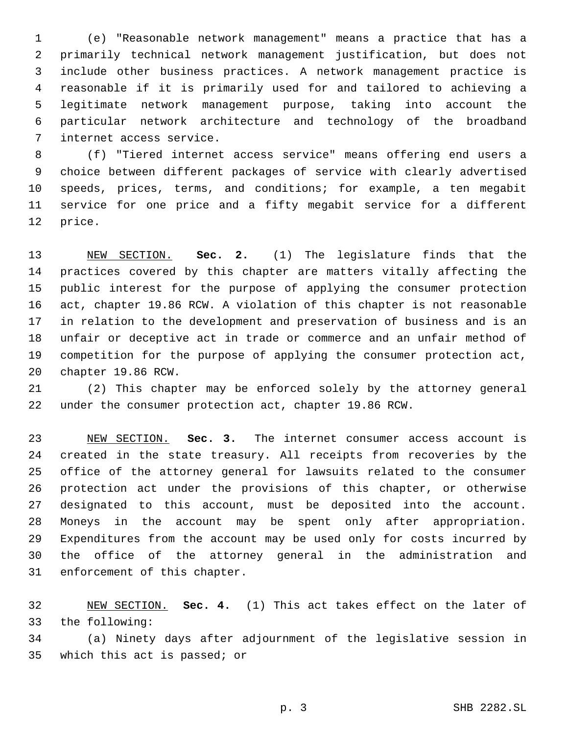(e) "Reasonable network management" means a practice that has a primarily technical network management justification, but does not include other business practices. A network management practice is reasonable if it is primarily used for and tailored to achieving a legitimate network management purpose, taking into account the particular network architecture and technology of the broadband internet access service.

(f) "Tiered internet access service" means offering end users a choice between different packages of service with clearly advertised speeds, prices, terms, and conditions; for example, a ten megabit service for one price and a fifty megabit service for a different price.

NEW SECTION. **Sec. 2.** (1) The legislature finds that the practices covered by this chapter are matters vitally affecting the public interest for the purpose of applying the consumer protection act, chapter 19.86 RCW. A violation of this chapter is not reasonable in relation to the development and preservation of business and is an unfair or deceptive act in trade or commerce and an unfair method of competition for the purpose of applying the consumer protection act, chapter 19.86 RCW.

(2) This chapter may be enforced solely by the attorney general under the consumer protection act, chapter 19.86 RCW.

NEW SECTION. **Sec. 3.** The internet consumer access account is created in the state treasury. All receipts from recoveries by the office of the attorney general for lawsuits related to the consumer protection act under the provisions of this chapter, or otherwise designated to this account, must be deposited into the account. Moneys in the account may be spent only after appropriation. Expenditures from the account may be used only for costs incurred by the office of the attorney general in the administration and enforcement of this chapter.

NEW SECTION. **Sec. 4.** (1) This act takes effect on the later of the following:

(a) Ninety days after adjournment of the legislative session in which this act is passed; or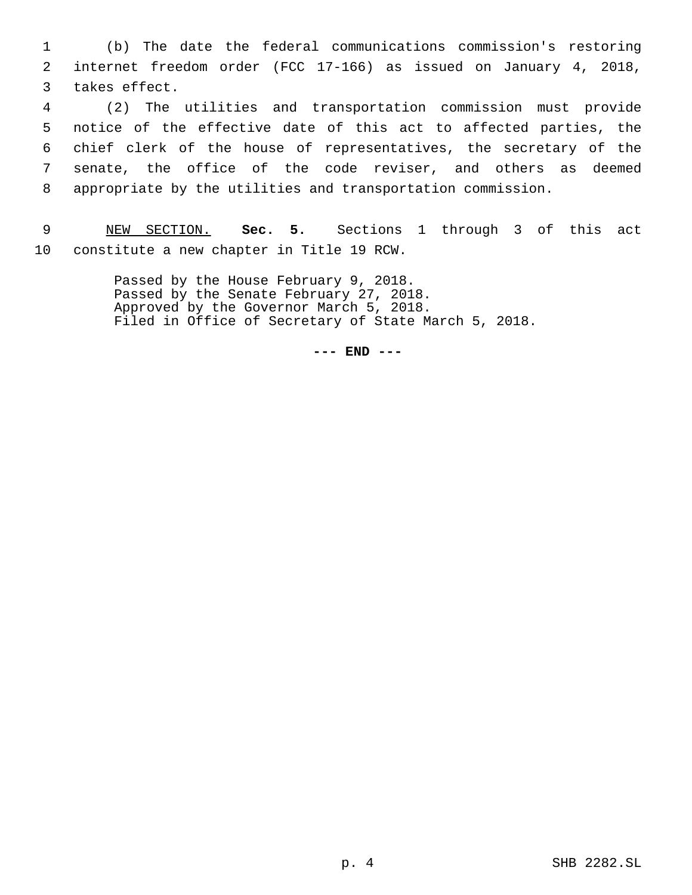(b) The date the federal communications commission's restoring internet freedom order (FCC 17-166) as issued on January 4, 2018, takes effect.

(2) The utilities and transportation commission must provide notice of the effective date of this act to affected parties, the chief clerk of the house of representatives, the secretary of the senate, the office of the code reviser, and others as deemed appropriate by the utilities and transportation commission.

NEW SECTION. **Sec. 5.** Sections 1 through 3 of this act constitute a new chapter in Title 19 RCW.

Passed by the House February 9, 2018.
Passed by the Senate February 27, 2018.
Approved by the Governor March 5, 2018.
Filed in Office of Secretary of State March 5, 2018.

**--- END ---**